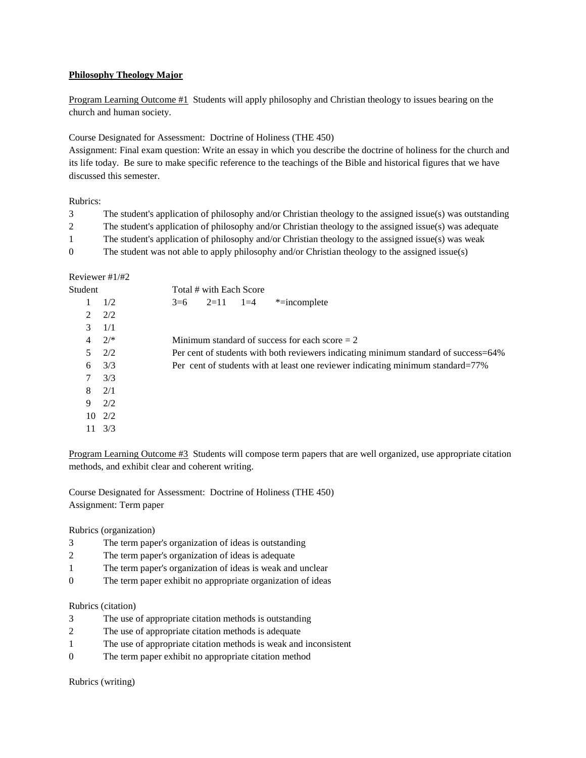**Philosophy Theology Major**

Program Learning Outcome #1 Students will apply philosophy and Christian theology to issues bearing on the church and human society.

Course Designated for Assessment: Doctrine of Holiness (THE 450)
Assignment: Final exam question: Write an essay in which you describe the doctrine of holiness for the church and its life today. Be sure to make specific reference to the teachings of the Bible and historical figures that we have discussed this semester.

Rubrics:

| | |
|---|---|
| 3 | The student's application of philosophy and/or Christian theology to the assigned issue(s) was outstanding |
| 2 | The student's application of philosophy and/or Christian theology to the assigned issue(s) was adequate |
| 1 | The student's application of philosophy and/or Christian theology to the assigned issue(s) was weak |
| 0 | The student was not able to apply philosophy and/or Christian theology to the assigned issue(s) |

Reviewer #1/#2

| Student | Reviewer #1/#2 |
|---|---|
| 1 | 1/2 |
| 2 | 2/2 |
| 3 | 1/1 |
| 4 | 2/* |
| 5 | 2/2 |
| 6 | 3/3 |
| 7 | 3/3 |
| 8 | 2/1 |
| 9 | 2/2 |
| 10 | 2/2 |
| 11 | 3/3 |

Total # with Each Score
3=6 2=11 1=4 *=incomplete

Minimum standard of success for each score = 2
Per cent of students with both reviewers indicating minimum standard of success=64%
Per cent of students with at least one reviewer indicating minimum standard=77%

Program Learning Outcome #3 Students will compose term papers that are well organized, use appropriate citation methods, and exhibit clear and coherent writing.

Course Designated for Assessment: Doctrine of Holiness (THE 450)
Assignment: Term paper

Rubrics (organization)

| | |
|---|---|
| 3 | The term paper's organization of ideas is outstanding |
| 2 | The term paper's organization of ideas is adequate |
| 1 | The term paper's organization of ideas is weak and unclear |
| 0 | The term paper exhibit no appropriate organization of ideas |

Rubrics (citation)

| | |
|---|---|
| 3 | The use of appropriate citation methods is outstanding |
| 2 | The use of appropriate citation methods is adequate |
| 1 | The use of appropriate citation methods is weak and inconsistent |
| 0 | The term paper exhibit no appropriate citation method |

Rubrics (writing)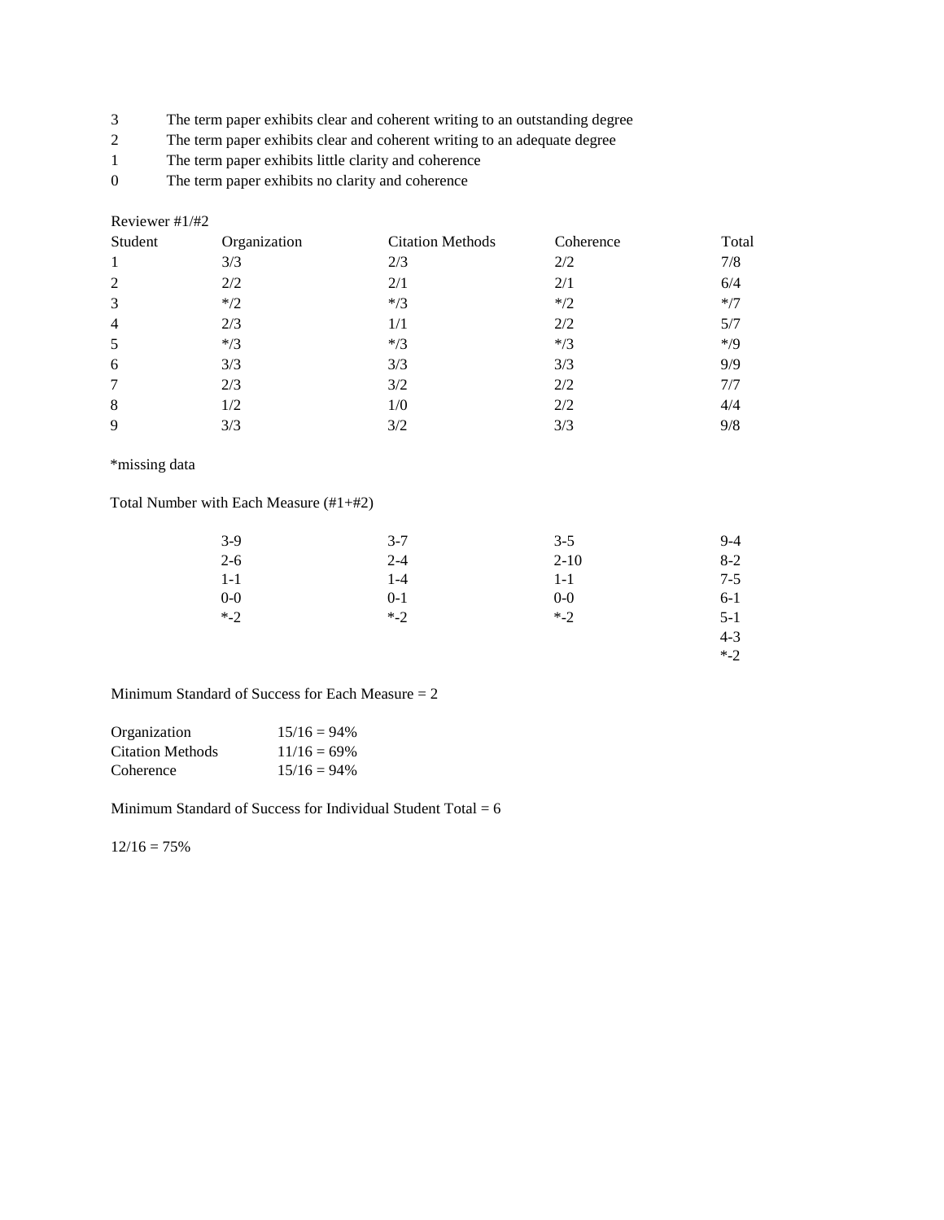| | |
|---|---|
| 3 | The term paper exhibits clear and coherent writing to an outstanding degree |
| 2 | The term paper exhibits clear and coherent writing to an adequate degree |
| 1 | The term paper exhibits little clarity and coherence |
| 0 | The term paper exhibits no clarity and coherence |

Reviewer #1/#2

| Student | Organization | Citation Methods | Coherence | Total |
|---|---|---|---|---|
| 1 | 3/3 | 2/3 | 2/2 | 7/8 |
| 2 | 2/2 | 2/1 | 2/1 | 6/4 |
| 3 | */2 | */3 | */2 | */7 |
| 4 | 2/3 | 1/1 | 2/2 | 5/7 |
| 5 | */3 | */3 | */3 | */9 |
| 6 | 3/3 | 3/3 | 3/3 | 9/9 |
| 7 | 2/3 | 3/2 | 2/2 | 7/7 |
| 8 | 1/2 | 1/0 | 2/2 | 4/4 |
| 9 | 3/3 | 3/2 | 3/3 | 9/8 |

*missing data

Total Number with Each Measure (#1+#2)

| | | | |
|---|---|---|---|
| 3-9 | 3-7 | 3-5 | 9-4 |
| 2-6 | 2-4 | 2-10 | 8-2 |
| 1-1 | 1-4 | 1-1 | 7-5 |
| 0-0 | 0-1 | 0-0 | 6-1 |
| *-2 | *-2 | *-2 | 5-1 |
| | | | 4-3 |
| | | | *-2 |

Minimum Standard of Success for Each Measure = 2

| | |
|---|---|
| Organization | 15/16 = 94% |
| Citation Methods | 11/16 = 69% |
| Coherence | 15/16 = 94% |

Minimum Standard of Success for Individual Student Total = 6

12/16 = 75%